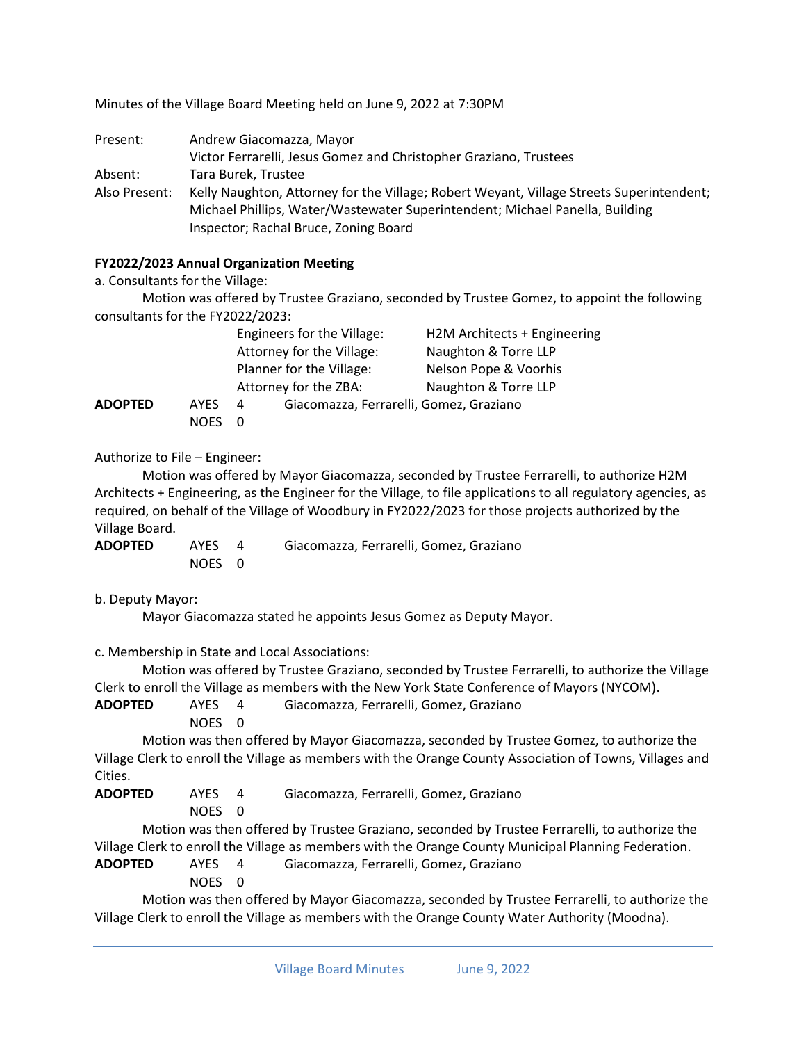Minutes of the Village Board Meeting held on June 9, 2022 at 7:30PM

| | |
|---|---|
| Present: | Andrew Giacomazza, Mayor<br>Victor Ferrarelli, Jesus Gomez and Christopher Graziano, Trustees |
| Absent: | Tara Burek, Trustee |
| Also Present: | Kelly Naughton, Attorney for the Village; Robert Weyant, Village Streets Superintendent; Michael Phillips, Water/Wastewater Superintendent; Michael Panella, Building Inspector; Rachal Bruce, Zoning Board |

**FY2022/2023 Annual Organization Meeting**

a. Consultants for the Village:

Motion was offered by Trustee Graziano, seconded by Trustee Gomez, to appoint the following consultants for the FY2022/2023:

| | |
|---|---|
| Engineers for the Village: | H2M Architects + Engineering |
| Attorney for the Village: | Naughton & Torre LLP |
| Planner for the Village: | Nelson Pope & Voorhis |
| Attorney for the ZBA: | Naughton & Torre LLP |

**ADOPTED** AYES 4 Giacomazza, Ferrarelli, Gomez, Graziano
NOES 0

Authorize to File – Engineer:

Motion was offered by Mayor Giacomazza, seconded by Trustee Ferrarelli, to authorize H2M Architects + Engineering, as the Engineer for the Village, to file applications to all regulatory agencies, as required, on behalf of the Village of Woodbury in FY2022/2023 for those projects authorized by the Village Board.

**ADOPTED** AYES 4 Giacomazza, Ferrarelli, Gomez, Graziano
NOES 0

b. Deputy Mayor:

Mayor Giacomazza stated he appoints Jesus Gomez as Deputy Mayor.

c. Membership in State and Local Associations:

Motion was offered by Trustee Graziano, seconded by Trustee Ferrarelli, to authorize the Village Clerk to enroll the Village as members with the New York State Conference of Mayors (NYCOM).

**ADOPTED** AYES 4 Giacomazza, Ferrarelli, Gomez, Graziano
NOES 0

Motion was then offered by Mayor Giacomazza, seconded by Trustee Gomez, to authorize the Village Clerk to enroll the Village as members with the Orange County Association of Towns, Villages and Cities.

**ADOPTED** AYES 4 Giacomazza, Ferrarelli, Gomez, Graziano
NOES 0

Motion was then offered by Trustee Graziano, seconded by Trustee Ferrarelli, to authorize the Village Clerk to enroll the Village as members with the Orange County Municipal Planning Federation.

**ADOPTED** AYES 4 Giacomazza, Ferrarelli, Gomez, Graziano
NOES 0

Motion was then offered by Mayor Giacomazza, seconded by Trustee Ferrarelli, to authorize the Village Clerk to enroll the Village as members with the Orange County Water Authority (Moodna).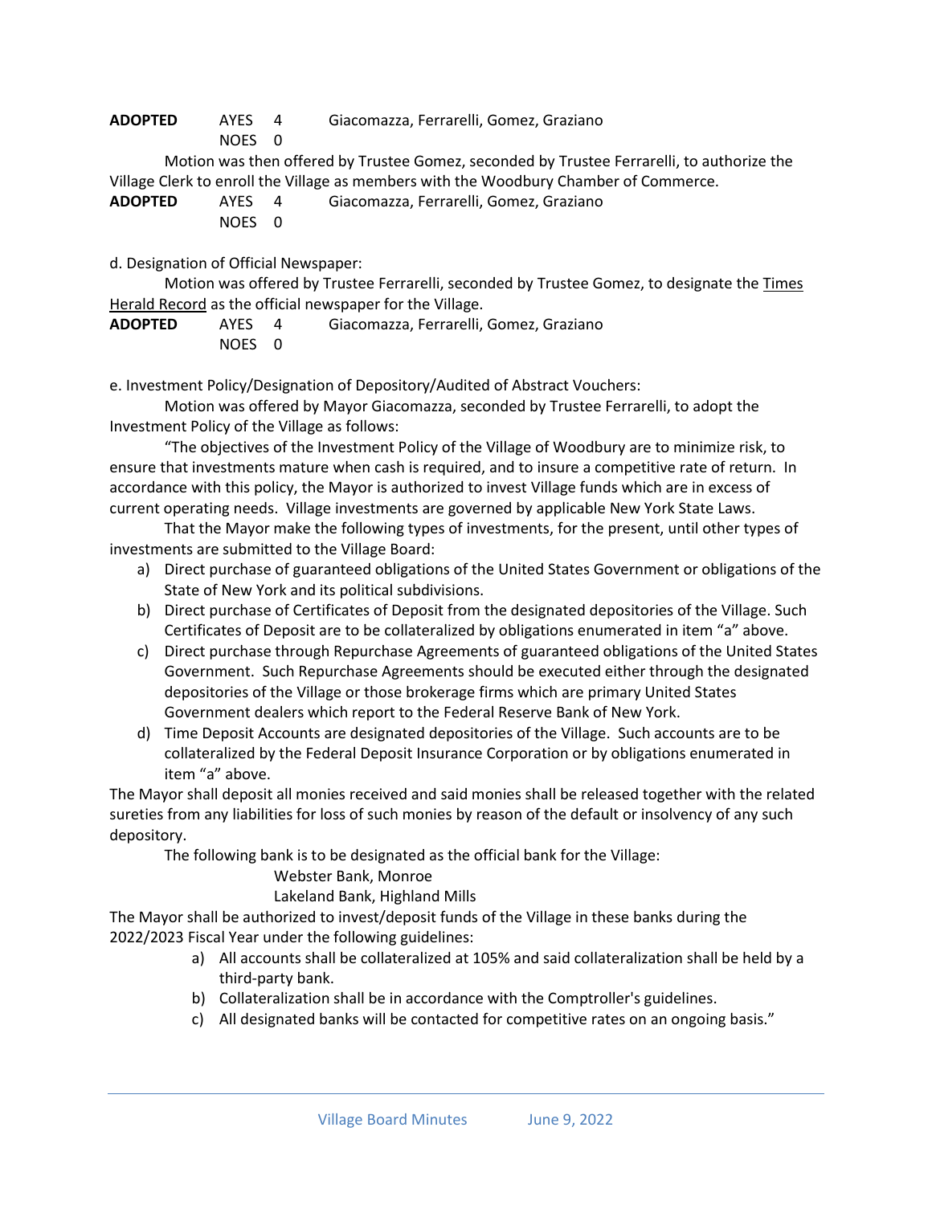**ADOPTED** AYES 4 Giacomazza, Ferrarelli, Gomez, Graziano
NOES 0

Motion was then offered by Trustee Gomez, seconded by Trustee Ferrarelli, to authorize the Village Clerk to enroll the Village as members with the Woodbury Chamber of Commerce.

**ADOPTED** AYES 4 Giacomazza, Ferrarelli, Gomez, Graziano
NOES 0

d. Designation of Official Newspaper:

Motion was offered by Trustee Ferrarelli, seconded by Trustee Gomez, to designate the Times Herald Record as the official newspaper for the Village.

**ADOPTED** AYES 4 Giacomazza, Ferrarelli, Gomez, Graziano
NOES 0

e. Investment Policy/Designation of Depository/Audited of Abstract Vouchers:

Motion was offered by Mayor Giacomazza, seconded by Trustee Ferrarelli, to adopt the Investment Policy of the Village as follows:

"The objectives of the Investment Policy of the Village of Woodbury are to minimize risk, to ensure that investments mature when cash is required, and to insure a competitive rate of return. In accordance with this policy, the Mayor is authorized to invest Village funds which are in excess of current operating needs. Village investments are governed by applicable New York State Laws.

That the Mayor make the following types of investments, for the present, until other types of investments are submitted to the Village Board:

a) Direct purchase of guaranteed obligations of the United States Government or obligations of the State of New York and its political subdivisions.
b) Direct purchase of Certificates of Deposit from the designated depositories of the Village. Such Certificates of Deposit are to be collateralized by obligations enumerated in item "a" above.
c) Direct purchase through Repurchase Agreements of guaranteed obligations of the United States Government. Such Repurchase Agreements should be executed either through the designated depositories of the Village or those brokerage firms which are primary United States Government dealers which report to the Federal Reserve Bank of New York.
d) Time Deposit Accounts are designated depositories of the Village. Such accounts are to be collateralized by the Federal Deposit Insurance Corporation or by obligations enumerated in item "a" above.

The Mayor shall deposit all monies received and said monies shall be released together with the related sureties from any liabilities for loss of such monies by reason of the default or insolvency of any such depository.

The following bank is to be designated as the official bank for the Village:

Webster Bank, Monroe
Lakeland Bank, Highland Mills

The Mayor shall be authorized to invest/deposit funds of the Village in these banks during the 2022/2023 Fiscal Year under the following guidelines:

a) All accounts shall be collateralized at 105% and said collateralization shall be held by a third-party bank.
b) Collateralization shall be in accordance with the Comptroller's guidelines.
c) All designated banks will be contacted for competitive rates on an ongoing basis."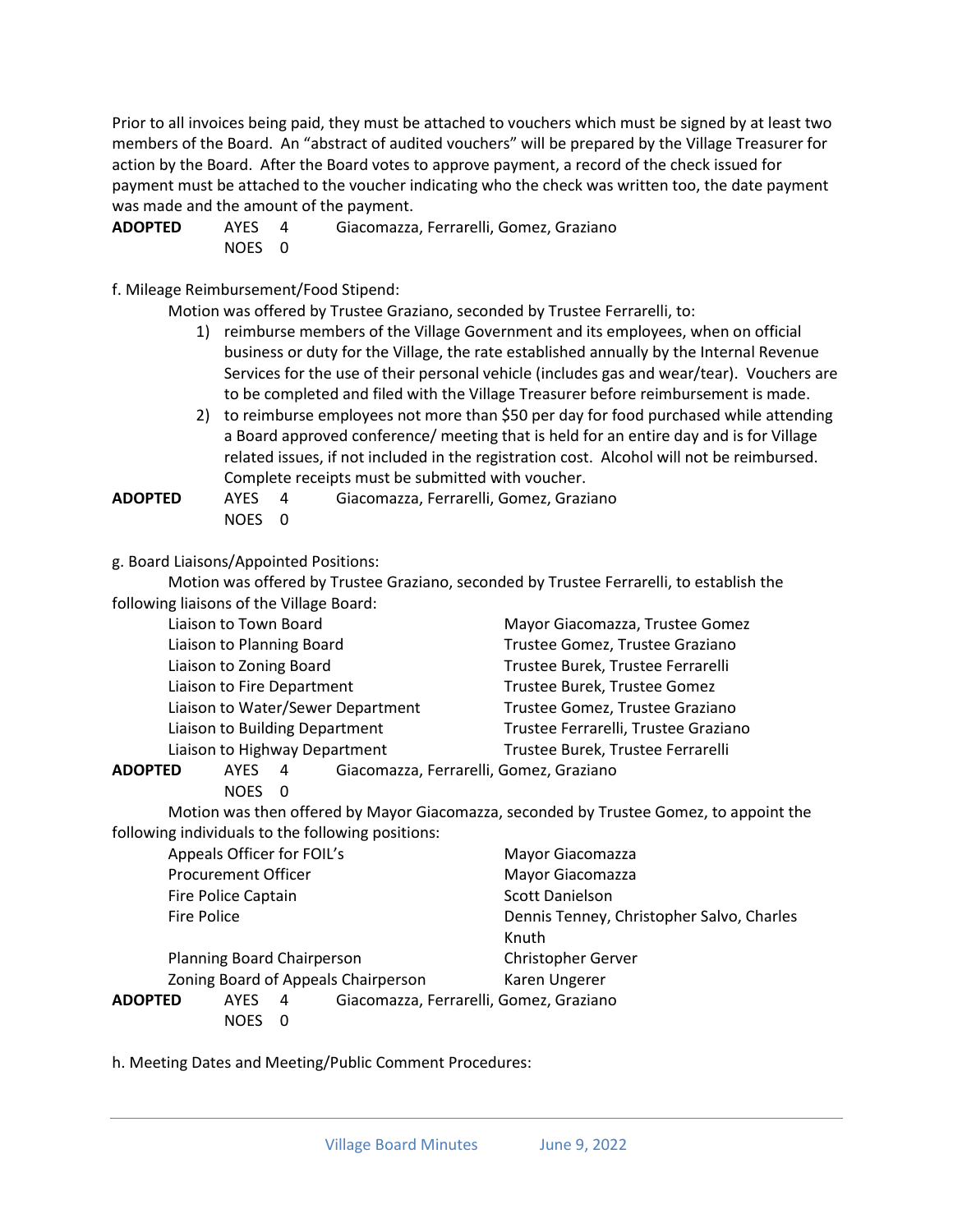Prior to all invoices being paid, they must be attached to vouchers which must be signed by at least two members of the Board. An "abstract of audited vouchers" will be prepared by the Village Treasurer for action by the Board. After the Board votes to approve payment, a record of the check issued for payment must be attached to the voucher indicating who the check was written too, the date payment was made and the amount of the payment.

**ADOPTED** AYES 4 Giacomazza, Ferrarelli, Gomez, Graziano
NOES 0

f. Mileage Reimbursement/Food Stipend:

Motion was offered by Trustee Graziano, seconded by Trustee Ferrarelli, to:

1) reimburse members of the Village Government and its employees, when on official business or duty for the Village, the rate established annually by the Internal Revenue Services for the use of their personal vehicle (includes gas and wear/tear). Vouchers are to be completed and filed with the Village Treasurer before reimbursement is made.
2) to reimburse employees not more than $50 per day for food purchased while attending a Board approved conference/ meeting that is held for an entire day and is for Village related issues, if not included in the registration cost. Alcohol will not be reimbursed. Complete receipts must be submitted with voucher.

**ADOPTED** AYES 4 Giacomazza, Ferrarelli, Gomez, Graziano
NOES 0

g. Board Liaisons/Appointed Positions:

Motion was offered by Trustee Graziano, seconded by Trustee Ferrarelli, to establish the following liaisons of the Village Board:

| | |
|---|---|
| Liaison to Town Board | Mayor Giacomazza, Trustee Gomez |
| Liaison to Planning Board | Trustee Gomez, Trustee Graziano |
| Liaison to Zoning Board | Trustee Burek, Trustee Ferrarelli |
| Liaison to Fire Department | Trustee Burek, Trustee Gomez |
| Liaison to Water/Sewer Department | Trustee Gomez, Trustee Graziano |
| Liaison to Building Department | Trustee Ferrarelli, Trustee Graziano |
| Liaison to Highway Department | Trustee Burek, Trustee Ferrarelli |

**ADOPTED** AYES 4 Giacomazza, Ferrarelli, Gomez, Graziano
NOES 0

Motion was then offered by Mayor Giacomazza, seconded by Trustee Gomez, to appoint the following individuals to the following positions:

| | |
|---|---|
| Appeals Officer for FOIL's | Mayor Giacomazza |
| Procurement Officer | Mayor Giacomazza |
| Fire Police Captain | Scott Danielson |
| Fire Police | Dennis Tenney, Christopher Salvo, Charles Knuth |
| Planning Board Chairperson | Christopher Gerver |
| Zoning Board of Appeals Chairperson | Karen Ungerer |

**ADOPTED** AYES 4 Giacomazza, Ferrarelli, Gomez, Graziano
NOES 0

h. Meeting Dates and Meeting/Public Comment Procedures: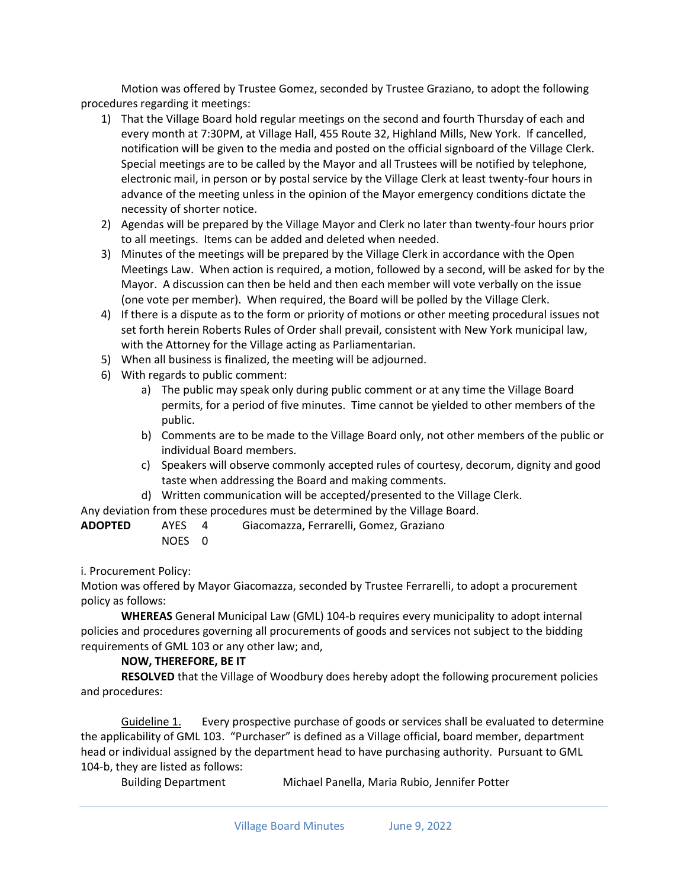Motion was offered by Trustee Gomez, seconded by Trustee Graziano, to adopt the following procedures regarding it meetings:

1) That the Village Board hold regular meetings on the second and fourth Thursday of each and every month at 7:30PM, at Village Hall, 455 Route 32, Highland Mills, New York. If cancelled, notification will be given to the media and posted on the official signboard of the Village Clerk. Special meetings are to be called by the Mayor and all Trustees will be notified by telephone, electronic mail, in person or by postal service by the Village Clerk at least twenty-four hours in advance of the meeting unless in the opinion of the Mayor emergency conditions dictate the necessity of shorter notice.
2) Agendas will be prepared by the Village Mayor and Clerk no later than twenty-four hours prior to all meetings. Items can be added and deleted when needed.
3) Minutes of the meetings will be prepared by the Village Clerk in accordance with the Open Meetings Law. When action is required, a motion, followed by a second, will be asked for by the Mayor. A discussion can then be held and then each member will vote verbally on the issue (one vote per member). When required, the Board will be polled by the Village Clerk.
4) If there is a dispute as to the form or priority of motions or other meeting procedural issues not set forth herein Roberts Rules of Order shall prevail, consistent with New York municipal law, with the Attorney for the Village acting as Parliamentarian.
5) When all business is finalized, the meeting will be adjourned.
6) With regards to public comment:
   a) The public may speak only during public comment or at any time the Village Board permits, for a period of five minutes. Time cannot be yielded to other members of the public.
   b) Comments are to be made to the Village Board only, not other members of the public or individual Board members.
   c) Speakers will observe commonly accepted rules of courtesy, decorum, dignity and good taste when addressing the Board and making comments.
   d) Written communication will be accepted/presented to the Village Clerk.

Any deviation from these procedures must be determined by the Village Board.

**ADOPTED** AYES 4 Giacomazza, Ferrarelli, Gomez, Graziano
NOES 0

i. Procurement Policy:

Motion was offered by Mayor Giacomazza, seconded by Trustee Ferrarelli, to adopt a procurement policy as follows:

**WHEREAS** General Municipal Law (GML) 104-b requires every municipality to adopt internal policies and procedures governing all procurements of goods and services not subject to the bidding requirements of GML 103 or any other law; and,

**NOW, THEREFORE, BE IT**

**RESOLVED** that the Village of Woodbury does hereby adopt the following procurement policies and procedures:

Guideline 1. Every prospective purchase of goods or services shall be evaluated to determine the applicability of GML 103. "Purchaser" is defined as a Village official, board member, department head or individual assigned by the department head to have purchasing authority. Pursuant to GML 104-b, they are listed as follows:

Building Department Michael Panella, Maria Rubio, Jennifer Potter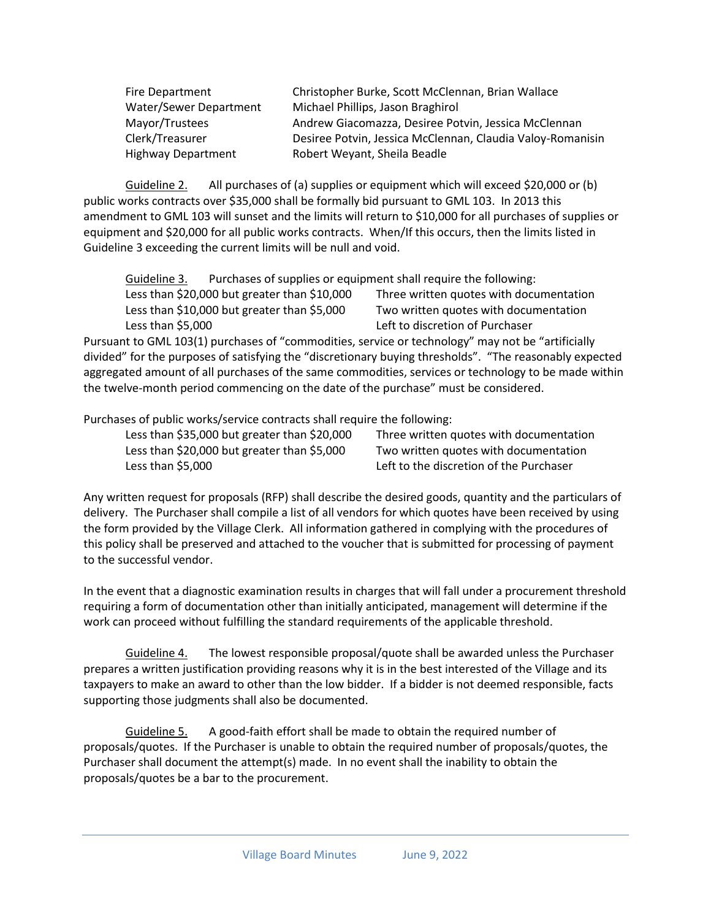| | |
|---|---|
| Fire Department | Christopher Burke, Scott McClennan, Brian Wallace |
| Water/Sewer Department | Michael Phillips, Jason Braghirol |
| Mayor/Trustees | Andrew Giacomazza, Desiree Potvin, Jessica McClennan |
| Clerk/Treasurer | Desiree Potvin, Jessica McClennan, Claudia Valoy-Romanisin |
| Highway Department | Robert Weyant, Sheila Beadle |

Guideline 2. All purchases of (a) supplies or equipment which will exceed $20,000 or (b) public works contracts over $35,000 shall be formally bid pursuant to GML 103. In 2013 this amendment to GML 103 will sunset and the limits will return to $10,000 for all purchases of supplies or equipment and $20,000 for all public works contracts. When/If this occurs, then the limits listed in Guideline 3 exceeding the current limits will be null and void.

Guideline 3. Purchases of supplies or equipment shall require the following:

| | |
|---|---|
| Less than $20,000 but greater than $10,000 | Three written quotes with documentation |
| Less than $10,000 but greater than $5,000 | Two written quotes with documentation |
| Less than $5,000 | Left to discretion of Purchaser |

Pursuant to GML 103(1) purchases of "commodities, service or technology" may not be "artificially divided" for the purposes of satisfying the "discretionary buying thresholds". "The reasonably expected aggregated amount of all purchases of the same commodities, services or technology to be made within the twelve-month period commencing on the date of the purchase" must be considered.

Purchases of public works/service contracts shall require the following:

| | |
|---|---|
| Less than $35,000 but greater than $20,000 | Three written quotes with documentation |
| Less than $20,000 but greater than $5,000 | Two written quotes with documentation |
| Less than $5,000 | Left to the discretion of the Purchaser |

Any written request for proposals (RFP) shall describe the desired goods, quantity and the particulars of delivery. The Purchaser shall compile a list of all vendors for which quotes have been received by using the form provided by the Village Clerk. All information gathered in complying with the procedures of this policy shall be preserved and attached to the voucher that is submitted for processing of payment to the successful vendor.

In the event that a diagnostic examination results in charges that will fall under a procurement threshold requiring a form of documentation other than initially anticipated, management will determine if the work can proceed without fulfilling the standard requirements of the applicable threshold.

Guideline 4. The lowest responsible proposal/quote shall be awarded unless the Purchaser prepares a written justification providing reasons why it is in the best interest of the Village and its taxpayers to make an award to other than the low bidder. If a bidder is not deemed responsible, facts supporting those judgments shall also be documented.

Guideline 5. A good-faith effort shall be made to obtain the required number of proposals/quotes. If the Purchaser is unable to obtain the required number of proposals/quotes, the Purchaser shall document the attempt(s) made. In no event shall the inability to obtain the proposals/quotes be a bar to the procurement.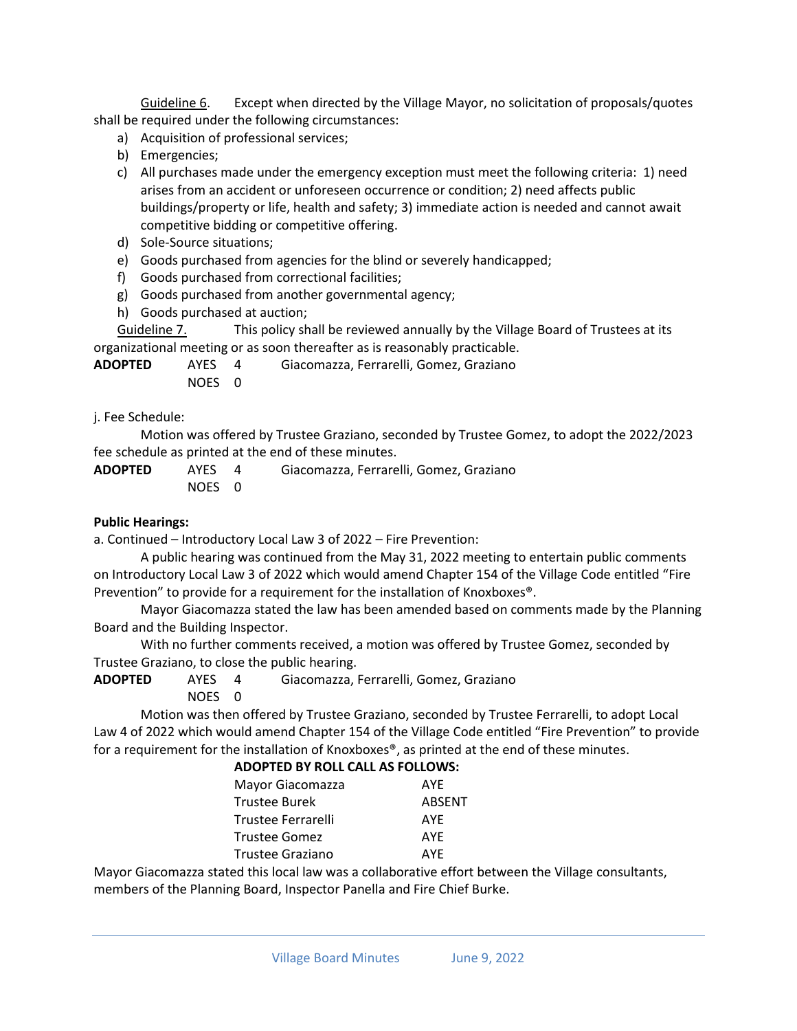Guideline 6. Except when directed by the Village Mayor, no solicitation of proposals/quotes shall be required under the following circumstances:

a) Acquisition of professional services;
b) Emergencies;
c) All purchases made under the emergency exception must meet the following criteria: 1) need arises from an accident or unforeseen occurrence or condition; 2) need affects public buildings/property or life, health and safety; 3) immediate action is needed and cannot await competitive bidding or competitive offering.
d) Sole-Source situations;
e) Goods purchased from agencies for the blind or severely handicapped;
f) Goods purchased from correctional facilities;
g) Goods purchased from another governmental agency;
h) Goods purchased at auction;

Guideline 7. This policy shall be reviewed annually by the Village Board of Trustees at its organizational meeting or as soon thereafter as is reasonably practicable.

**ADOPTED** AYES 4 Giacomazza, Ferrarelli, Gomez, Graziano
NOES 0

j. Fee Schedule:

Motion was offered by Trustee Graziano, seconded by Trustee Gomez, to adopt the 2022/2023 fee schedule as printed at the end of these minutes.

**ADOPTED** AYES 4 Giacomazza, Ferrarelli, Gomez, Graziano
NOES 0

**Public Hearings:**

a. Continued – Introductory Local Law 3 of 2022 – Fire Prevention:

A public hearing was continued from the May 31, 2022 meeting to entertain public comments on Introductory Local Law 3 of 2022 which would amend Chapter 154 of the Village Code entitled "Fire Prevention" to provide for a requirement for the installation of Knoxboxes®.

Mayor Giacomazza stated the law has been amended based on comments made by the Planning Board and the Building Inspector.

With no further comments received, a motion was offered by Trustee Gomez, seconded by Trustee Graziano, to close the public hearing.

**ADOPTED** AYES 4 Giacomazza, Ferrarelli, Gomez, Graziano
NOES 0

Motion was then offered by Trustee Graziano, seconded by Trustee Ferrarelli, to adopt Local Law 4 of 2022 which would amend Chapter 154 of the Village Code entitled "Fire Prevention" to provide for a requirement for the installation of Knoxboxes®, as printed at the end of these minutes.

**ADOPTED BY ROLL CALL AS FOLLOWS:**

| | |
|---|---|
| Mayor Giacomazza | AYE |
| Trustee Burek | ABSENT |
| Trustee Ferrarelli | AYE |
| Trustee Gomez | AYE |
| Trustee Graziano | AYE |

Mayor Giacomazza stated this local law was a collaborative effort between the Village consultants, members of the Planning Board, Inspector Panella and Fire Chief Burke.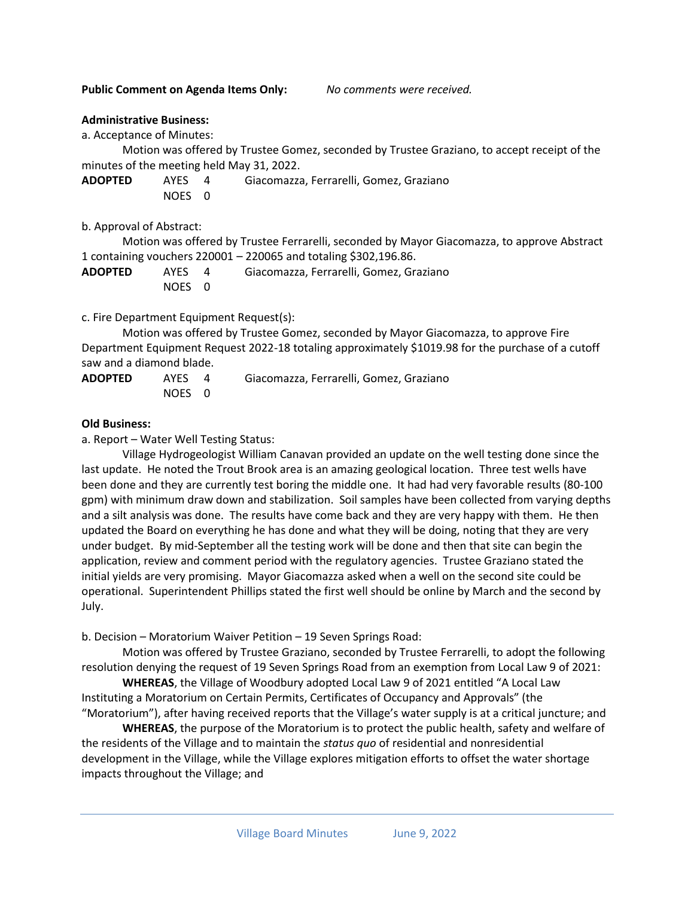**Public Comment on Agenda Items Only:** *No comments were received.*

**Administrative Business:**

a. Acceptance of Minutes:

Motion was offered by Trustee Gomez, seconded by Trustee Graziano, to accept receipt of the minutes of the meeting held May 31, 2022.

**ADOPTED** AYES 4 Giacomazza, Ferrarelli, Gomez, Graziano
NOES 0

b. Approval of Abstract:

Motion was offered by Trustee Ferrarelli, seconded by Mayor Giacomazza, to approve Abstract 1 containing vouchers 220001 – 220065 and totaling $302,196.86.

**ADOPTED** AYES 4 Giacomazza, Ferrarelli, Gomez, Graziano
NOES 0

c. Fire Department Equipment Request(s):

Motion was offered by Trustee Gomez, seconded by Mayor Giacomazza, to approve Fire Department Equipment Request 2022-18 totaling approximately $1019.98 for the purchase of a cutoff saw and a diamond blade.

**ADOPTED** AYES 4 Giacomazza, Ferrarelli, Gomez, Graziano
NOES 0

**Old Business:**

a. Report – Water Well Testing Status:

Village Hydrogeologist William Canavan provided an update on the well testing done since the last update. He noted the Trout Brook area is an amazing geological location. Three test wells have been done and they are currently test boring the middle one. It had had very favorable results (80-100 gpm) with minimum draw down and stabilization. Soil samples have been collected from varying depths and a silt analysis was done. The results have come back and they are very happy with them. He then updated the Board on everything he has done and what they will be doing, noting that they are very under budget. By mid-September all the testing work will be done and then that site can begin the application, review and comment period with the regulatory agencies. Trustee Graziano stated the initial yields are very promising. Mayor Giacomazza asked when a well on the second site could be operational. Superintendent Phillips stated the first well should be online by March and the second by July.

b. Decision – Moratorium Waiver Petition – 19 Seven Springs Road:

Motion was offered by Trustee Graziano, seconded by Trustee Ferrarelli, to adopt the following resolution denying the request of 19 Seven Springs Road from an exemption from Local Law 9 of 2021:

**WHEREAS**, the Village of Woodbury adopted Local Law 9 of 2021 entitled "A Local Law Instituting a Moratorium on Certain Permits, Certificates of Occupancy and Approvals" (the "Moratorium"), after having received reports that the Village's water supply is at a critical juncture; and

**WHEREAS**, the purpose of the Moratorium is to protect the public health, safety and welfare of the residents of the Village and to maintain the *status quo* of residential and nonresidential development in the Village, while the Village explores mitigation efforts to offset the water shortage impacts throughout the Village; and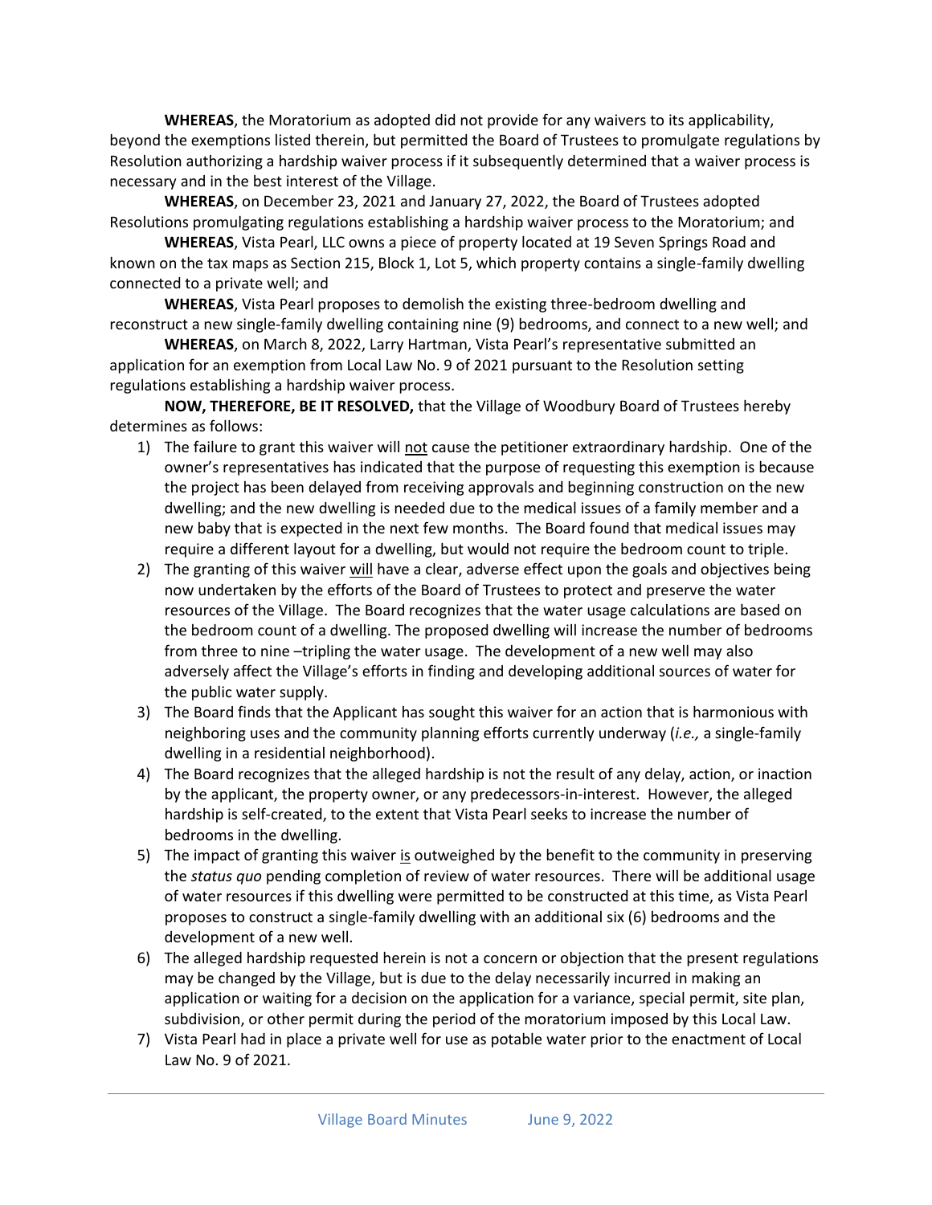**WHEREAS**, the Moratorium as adopted did not provide for any waivers to its applicability, beyond the exemptions listed therein, but permitted the Board of Trustees to promulgate regulations by Resolution authorizing a hardship waiver process if it subsequently determined that a waiver process is necessary and in the best interest of the Village.

**WHEREAS**, on December 23, 2021 and January 27, 2022, the Board of Trustees adopted Resolutions promulgating regulations establishing a hardship waiver process to the Moratorium; and

**WHEREAS**, Vista Pearl, LLC owns a piece of property located at 19 Seven Springs Road and known on the tax maps as Section 215, Block 1, Lot 5, which property contains a single-family dwelling connected to a private well; and

**WHEREAS**, Vista Pearl proposes to demolish the existing three-bedroom dwelling and reconstruct a new single-family dwelling containing nine (9) bedrooms, and connect to a new well; and

**WHEREAS**, on March 8, 2022, Larry Hartman, Vista Pearl's representative submitted an application for an exemption from Local Law No. 9 of 2021 pursuant to the Resolution setting regulations establishing a hardship waiver process.

**NOW, THEREFORE, BE IT RESOLVED,** that the Village of Woodbury Board of Trustees hereby determines as follows:

1) The failure to grant this waiver will not cause the petitioner extraordinary hardship. One of the owner's representatives has indicated that the purpose of requesting this exemption is because the project has been delayed from receiving approvals and beginning construction on the new dwelling; and the new dwelling is needed due to the medical issues of a family member and a new baby that is expected in the next few months. The Board found that medical issues may require a different layout for a dwelling, but would not require the bedroom count to triple.
2) The granting of this waiver will have a clear, adverse effect upon the goals and objectives being now undertaken by the efforts of the Board of Trustees to protect and preserve the water resources of the Village. The Board recognizes that the water usage calculations are based on the bedroom count of a dwelling. The proposed dwelling will increase the number of bedrooms from three to nine –tripling the water usage. The development of a new well may also adversely affect the Village's efforts in finding and developing additional sources of water for the public water supply.
3) The Board finds that the Applicant has sought this waiver for an action that is harmonious with neighboring uses and the community planning efforts currently underway (*i.e.,* a single-family dwelling in a residential neighborhood).
4) The Board recognizes that the alleged hardship is not the result of any delay, action, or inaction by the applicant, the property owner, or any predecessors-in-interest. However, the alleged hardship is self-created, to the extent that Vista Pearl seeks to increase the number of bedrooms in the dwelling.
5) The impact of granting this waiver is outweighed by the benefit to the community in preserving the *status quo* pending completion of review of water resources. There will be additional usage of water resources if this dwelling were permitted to be constructed at this time, as Vista Pearl proposes to construct a single-family dwelling with an additional six (6) bedrooms and the development of a new well.
6) The alleged hardship requested herein is not a concern or objection that the present regulations may be changed by the Village, but is due to the delay necessarily incurred in making an application or waiting for a decision on the application for a variance, special permit, site plan, subdivision, or other permit during the period of the moratorium imposed by this Local Law.
7) Vista Pearl had in place a private well for use as potable water prior to the enactment of Local Law No. 9 of 2021.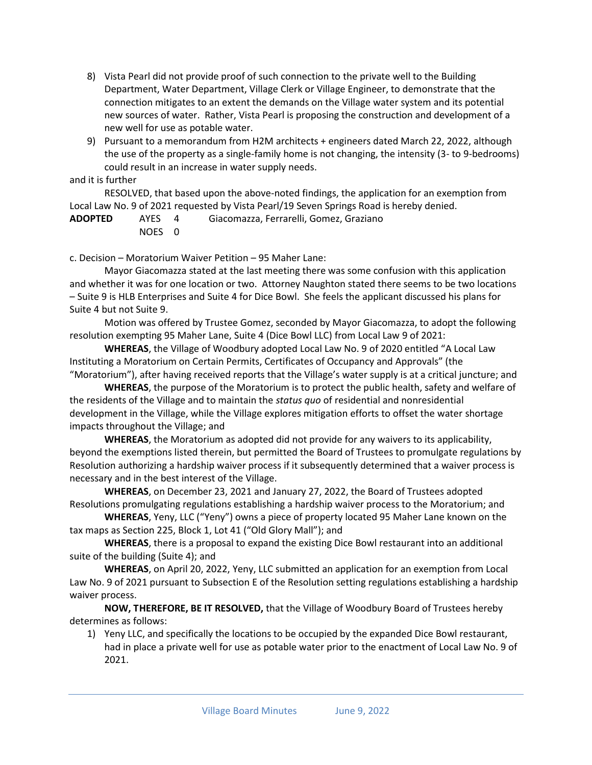8) Vista Pearl did not provide proof of such connection to the private well to the Building Department, Water Department, Village Clerk or Village Engineer, to demonstrate that the connection mitigates to an extent the demands on the Village water system and its potential new sources of water. Rather, Vista Pearl is proposing the construction and development of a new well for use as potable water.
9) Pursuant to a memorandum from H2M architects + engineers dated March 22, 2022, although the use of the property as a single-family home is not changing, the intensity (3- to 9-bedrooms) could result in an increase in water supply needs.

and it is further

RESOLVED, that based upon the above-noted findings, the application for an exemption from Local Law No. 9 of 2021 requested by Vista Pearl/19 Seven Springs Road is hereby denied.

**ADOPTED** AYES 4 Giacomazza, Ferrarelli, Gomez, Graziano
NOES 0

c. Decision – Moratorium Waiver Petition – 95 Maher Lane:

Mayor Giacomazza stated at the last meeting there was some confusion with this application and whether it was for one location or two. Attorney Naughton stated there seems to be two locations – Suite 9 is HLB Enterprises and Suite 4 for Dice Bowl. She feels the applicant discussed his plans for Suite 4 but not Suite 9.

Motion was offered by Trustee Gomez, seconded by Mayor Giacomazza, to adopt the following resolution exempting 95 Maher Lane, Suite 4 (Dice Bowl LLC) from Local Law 9 of 2021:

**WHEREAS**, the Village of Woodbury adopted Local Law No. 9 of 2020 entitled "A Local Law Instituting a Moratorium on Certain Permits, Certificates of Occupancy and Approvals" (the "Moratorium"), after having received reports that the Village's water supply is at a critical juncture; and

**WHEREAS**, the purpose of the Moratorium is to protect the public health, safety and welfare of the residents of the Village and to maintain the *status quo* of residential and nonresidential development in the Village, while the Village explores mitigation efforts to offset the water shortage impacts throughout the Village; and

**WHEREAS**, the Moratorium as adopted did not provide for any waivers to its applicability, beyond the exemptions listed therein, but permitted the Board of Trustees to promulgate regulations by Resolution authorizing a hardship waiver process if it subsequently determined that a waiver process is necessary and in the best interest of the Village.

**WHEREAS**, on December 23, 2021 and January 27, 2022, the Board of Trustees adopted Resolutions promulgating regulations establishing a hardship waiver process to the Moratorium; and

**WHEREAS**, Yeny, LLC ("Yeny") owns a piece of property located 95 Maher Lane known on the tax maps as Section 225, Block 1, Lot 41 ("Old Glory Mall"); and

**WHEREAS**, there is a proposal to expand the existing Dice Bowl restaurant into an additional suite of the building (Suite 4); and

**WHEREAS**, on April 20, 2022, Yeny, LLC submitted an application for an exemption from Local Law No. 9 of 2021 pursuant to Subsection E of the Resolution setting regulations establishing a hardship waiver process.

**NOW, THEREFORE, BE IT RESOLVED,** that the Village of Woodbury Board of Trustees hereby determines as follows:

1) Yeny LLC, and specifically the locations to be occupied by the expanded Dice Bowl restaurant, had in place a private well for use as potable water prior to the enactment of Local Law No. 9 of 2021.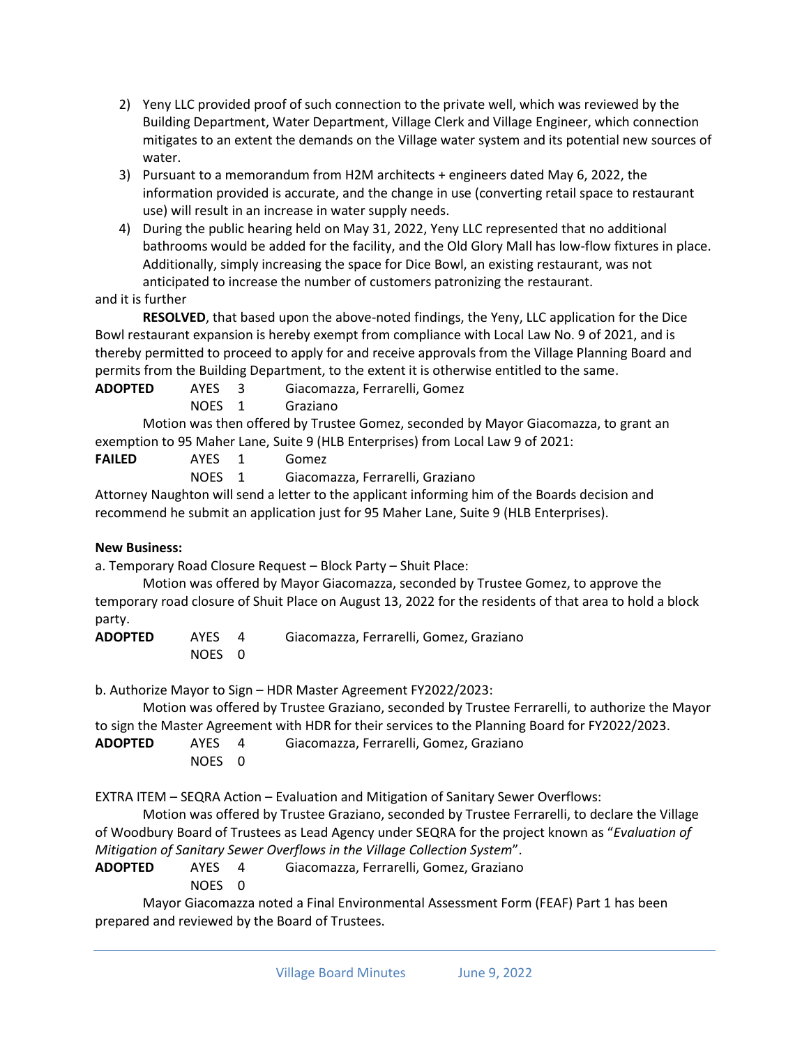2) Yeny LLC provided proof of such connection to the private well, which was reviewed by the Building Department, Water Department, Village Clerk and Village Engineer, which connection mitigates to an extent the demands on the Village water system and its potential new sources of water.
3) Pursuant to a memorandum from H2M architects + engineers dated May 6, 2022, the information provided is accurate, and the change in use (converting retail space to restaurant use) will result in an increase in water supply needs.
4) During the public hearing held on May 31, 2022, Yeny LLC represented that no additional bathrooms would be added for the facility, and the Old Glory Mall has low-flow fixtures in place. Additionally, simply increasing the space for Dice Bowl, an existing restaurant, was not anticipated to increase the number of customers patronizing the restaurant.

and it is further

**RESOLVED**, that based upon the above-noted findings, the Yeny, LLC application for the Dice Bowl restaurant expansion is hereby exempt from compliance with Local Law No. 9 of 2021, and is thereby permitted to proceed to apply for and receive approvals from the Village Planning Board and permits from the Building Department, to the extent it is otherwise entitled to the same.

**ADOPTED** AYES 3 Giacomazza, Ferrarelli, Gomez
NOES 1 Graziano

Motion was then offered by Trustee Gomez, seconded by Mayor Giacomazza, to grant an exemption to 95 Maher Lane, Suite 9 (HLB Enterprises) from Local Law 9 of 2021:

**FAILED** AYES 1 Gomez
NOES 1 Giacomazza, Ferrarelli, Graziano

Attorney Naughton will send a letter to the applicant informing him of the Boards decision and recommend he submit an application just for 95 Maher Lane, Suite 9 (HLB Enterprises).

**New Business:**

a. Temporary Road Closure Request – Block Party – Shuit Place:

Motion was offered by Mayor Giacomazza, seconded by Trustee Gomez, to approve the temporary road closure of Shuit Place on August 13, 2022 for the residents of that area to hold a block party.

**ADOPTED** AYES 4 Giacomazza, Ferrarelli, Gomez, Graziano
NOES 0

b. Authorize Mayor to Sign – HDR Master Agreement FY2022/2023:

Motion was offered by Trustee Graziano, seconded by Trustee Ferrarelli, to authorize the Mayor to sign the Master Agreement with HDR for their services to the Planning Board for FY2022/2023.

**ADOPTED** AYES 4 Giacomazza, Ferrarelli, Gomez, Graziano
NOES 0

EXTRA ITEM – SEQRA Action – Evaluation and Mitigation of Sanitary Sewer Overflows:

Motion was offered by Trustee Graziano, seconded by Trustee Ferrarelli, to declare the Village of Woodbury Board of Trustees as Lead Agency under SEQRA for the project known as "*Evaluation of Mitigation of Sanitary Sewer Overflows in the Village Collection System*".

**ADOPTED** AYES 4 Giacomazza, Ferrarelli, Gomez, Graziano
NOES 0

Mayor Giacomazza noted a Final Environmental Assessment Form (FEAF) Part 1 has been prepared and reviewed by the Board of Trustees.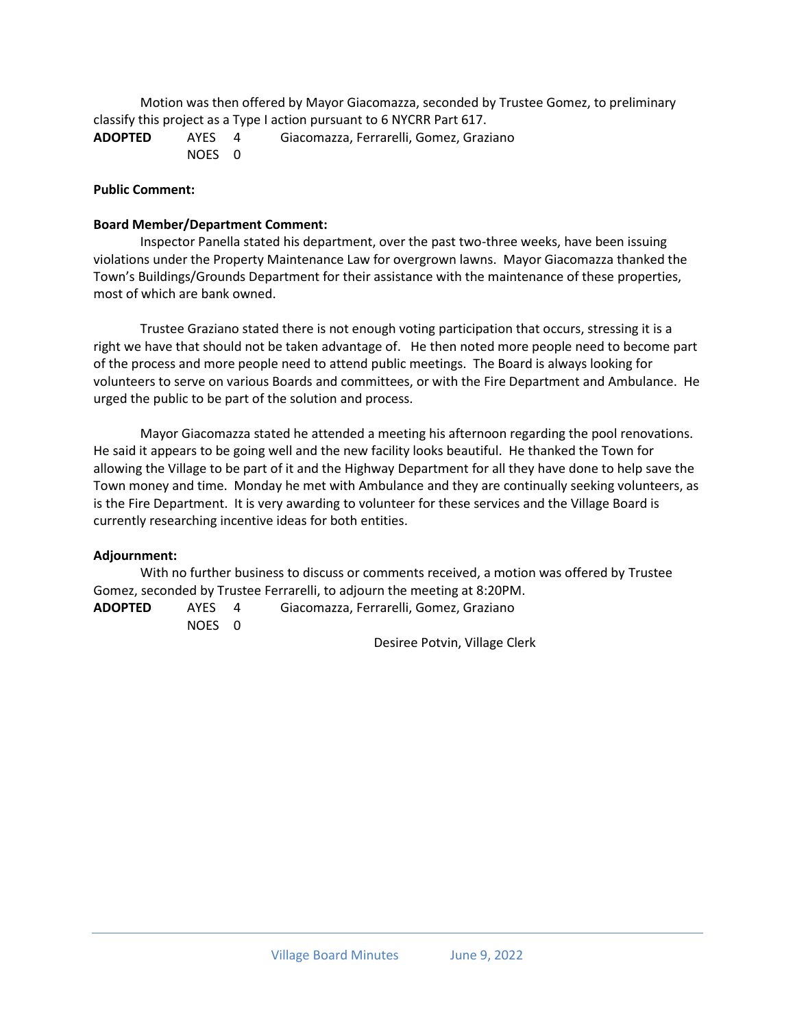Motion was then offered by Mayor Giacomazza, seconded by Trustee Gomez, to preliminary classify this project as a Type I action pursuant to 6 NYCRR Part 617.

**ADOPTED** AYES 4 Giacomazza, Ferrarelli, Gomez, Graziano
NOES 0

**Public Comment:**

**Board Member/Department Comment:**

Inspector Panella stated his department, over the past two-three weeks, have been issuing violations under the Property Maintenance Law for overgrown lawns. Mayor Giacomazza thanked the Town's Buildings/Grounds Department for their assistance with the maintenance of these properties, most of which are bank owned.

Trustee Graziano stated there is not enough voting participation that occurs, stressing it is a right we have that should not be taken advantage of. He then noted more people need to become part of the process and more people need to attend public meetings. The Board is always looking for volunteers to serve on various Boards and committees, or with the Fire Department and Ambulance. He urged the public to be part of the solution and process.

Mayor Giacomazza stated he attended a meeting his afternoon regarding the pool renovations. He said it appears to be going well and the new facility looks beautiful. He thanked the Town for allowing the Village to be part of it and the Highway Department for all they have done to help save the Town money and time. Monday he met with Ambulance and they are continually seeking volunteers, as is the Fire Department. It is very awarding to volunteer for these services and the Village Board is currently researching incentive ideas for both entities.

**Adjournment:**

With no further business to discuss or comments received, a motion was offered by Trustee Gomez, seconded by Trustee Ferrarelli, to adjourn the meeting at 8:20PM.

**ADOPTED** AYES 4 Giacomazza, Ferrarelli, Gomez, Graziano
NOES 0

Desiree Potvin, Village Clerk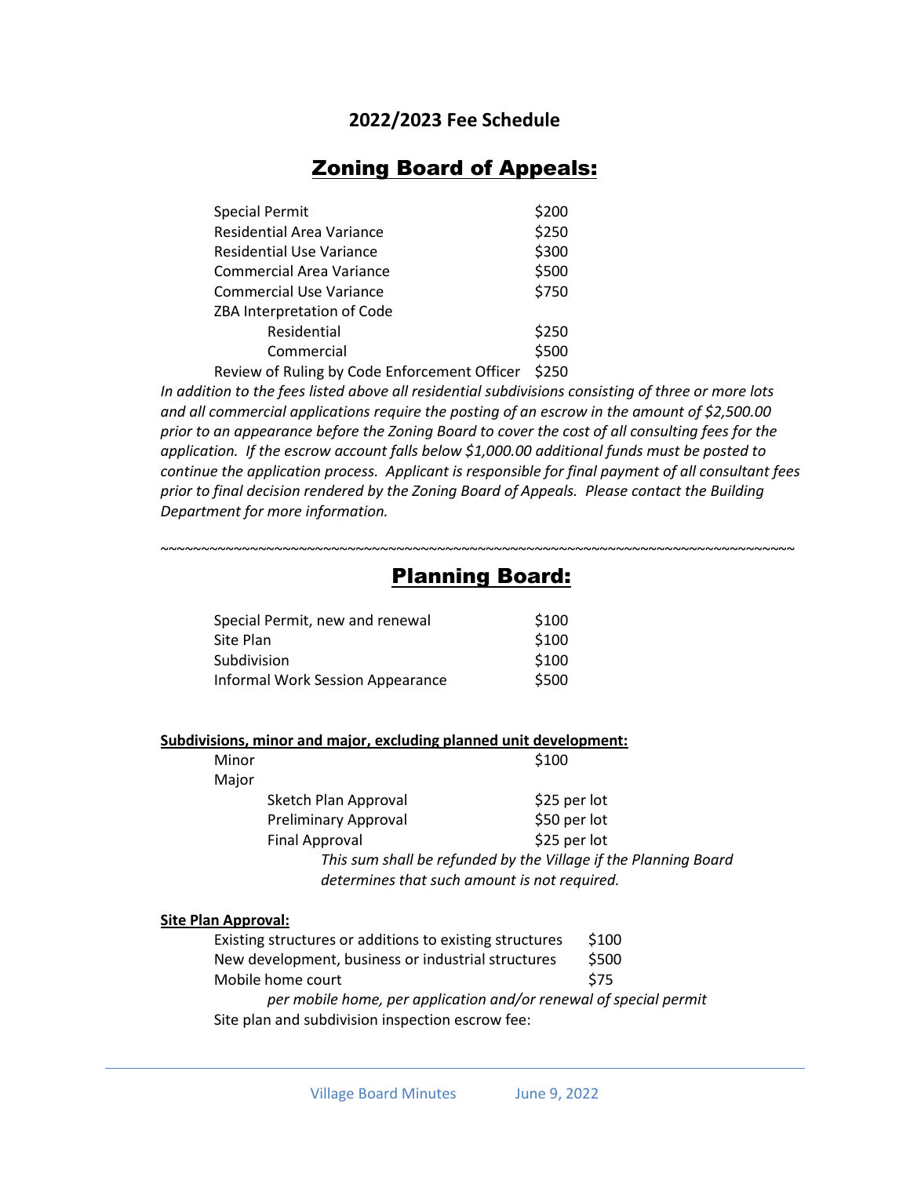## 2022/2023 Fee Schedule

# Zoning Board of Appeals:

| | |
|---|---|
| Special Permit | $200 |
| Residential Area Variance | $250 |
| Residential Use Variance | $300 |
| Commercial Area Variance | $500 |
| Commercial Use Variance | $750 |
| ZBA Interpretation of Code | |
| Residential | $250 |
| Commercial | $500 |
| Review of Ruling by Code Enforcement Officer | $250 |

*In addition to the fees listed above all residential subdivisions consisting of three or more lots and all commercial applications require the posting of an escrow in the amount of $2,500.00 prior to an appearance before the Zoning Board to cover the cost of all consulting fees for the application. If the escrow account falls below $1,000.00 additional funds must be posted to continue the application process. Applicant is responsible for final payment of all consultant fees prior to final decision rendered by the Zoning Board of Appeals. Please contact the Building Department for more information.*

~~~~~~~~~~~~~~~~~~~~~~~~~~~~~~~~~~~~~~~~~~~~~~~~~~~~~~~~~~~~~~~~~~~~~~~~~~~~~~~~~~~~~~~~

# Planning Board:

| | |
|---|---|
| Special Permit, new and renewal | $100 |
| Site Plan | $100 |
| Subdivision | $100 |
| Informal Work Session Appearance | $500 |

**Subdivisions, minor and major, excluding planned unit development:**

| | |
|---|---|
| Minor | $100 |
| Major | |
| Sketch Plan Approval | $25 per lot |
| Preliminary Approval | $50 per lot |
| Final Approval | $25 per lot |

*This sum shall be refunded by the Village if the Planning Board determines that such amount is not required.*

**Site Plan Approval:**

| | |
|---|---|
| Existing structures or additions to existing structures | $100 |
| New development, business or industrial structures | $500 |
| Mobile home court | $75 |

*per mobile home, per application and/or renewal of special permit*

Site plan and subdivision inspection escrow fee: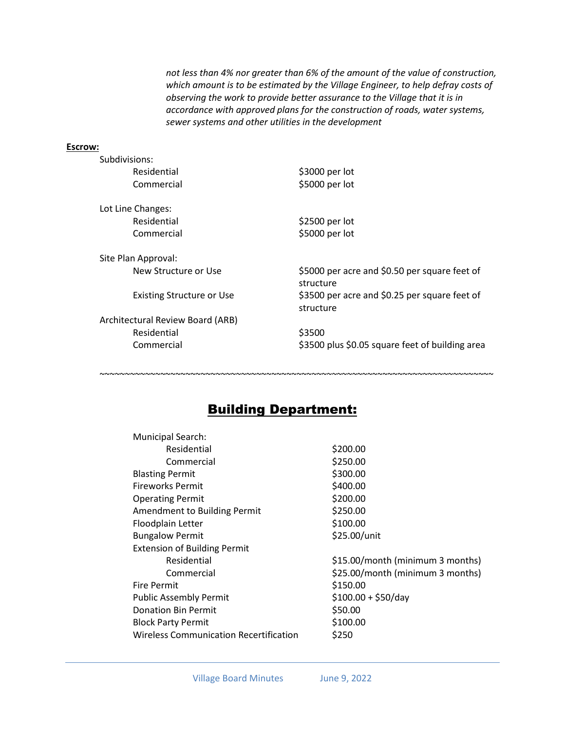*not less than 4% nor greater than 6% of the amount of the value of construction, which amount is to be estimated by the Village Engineer, to help defray costs of observing the work to provide better assurance to the Village that it is in accordance with approved plans for the construction of roads, water systems, sewer systems and other utilities in the development*

**Escrow:**

| | |
|---|---|
| Subdivisions: | |
| Residential | $3000 per lot |
| Commercial | $5000 per lot |
| Lot Line Changes: | |
| Residential | $2500 per lot |
| Commercial | $5000 per lot |
| Site Plan Approval: | |
| New Structure or Use | $5000 per acre and $0.50 per square feet of structure |
| Existing Structure or Use | $3500 per acre and $0.25 per square feet of structure |
| Architectural Review Board (ARB) | |
| Residential | $3500 |
| Commercial | $3500 plus $0.05 square feet of building area |

~~~~~~~~~~~~~~~~~~~~~~~~~~~~~~~~~~~~~~~~~~~~~~~~~~~~~~~~~~~~~~~~~~~~~~~~~~~~~~~~

## Building Department:

| | |
|---|---|
| Municipal Search: | |
| Residential | $200.00 |
| Commercial | $250.00 |
| Blasting Permit | $300.00 |
| Fireworks Permit | $400.00 |
| Operating Permit | $200.00 |
| Amendment to Building Permit | $250.00 |
| Floodplain Letter | $100.00 |
| Bungalow Permit | $25.00/unit |
| Extension of Building Permit | |
| Residential | $15.00/month (minimum 3 months) |
| Commercial | $25.00/month (minimum 3 months) |
| Fire Permit | $150.00 |
| Public Assembly Permit | $100.00 + $50/day |
| Donation Bin Permit | $50.00 |
| Block Party Permit | $100.00 |
| Wireless Communication Recertification | $250 |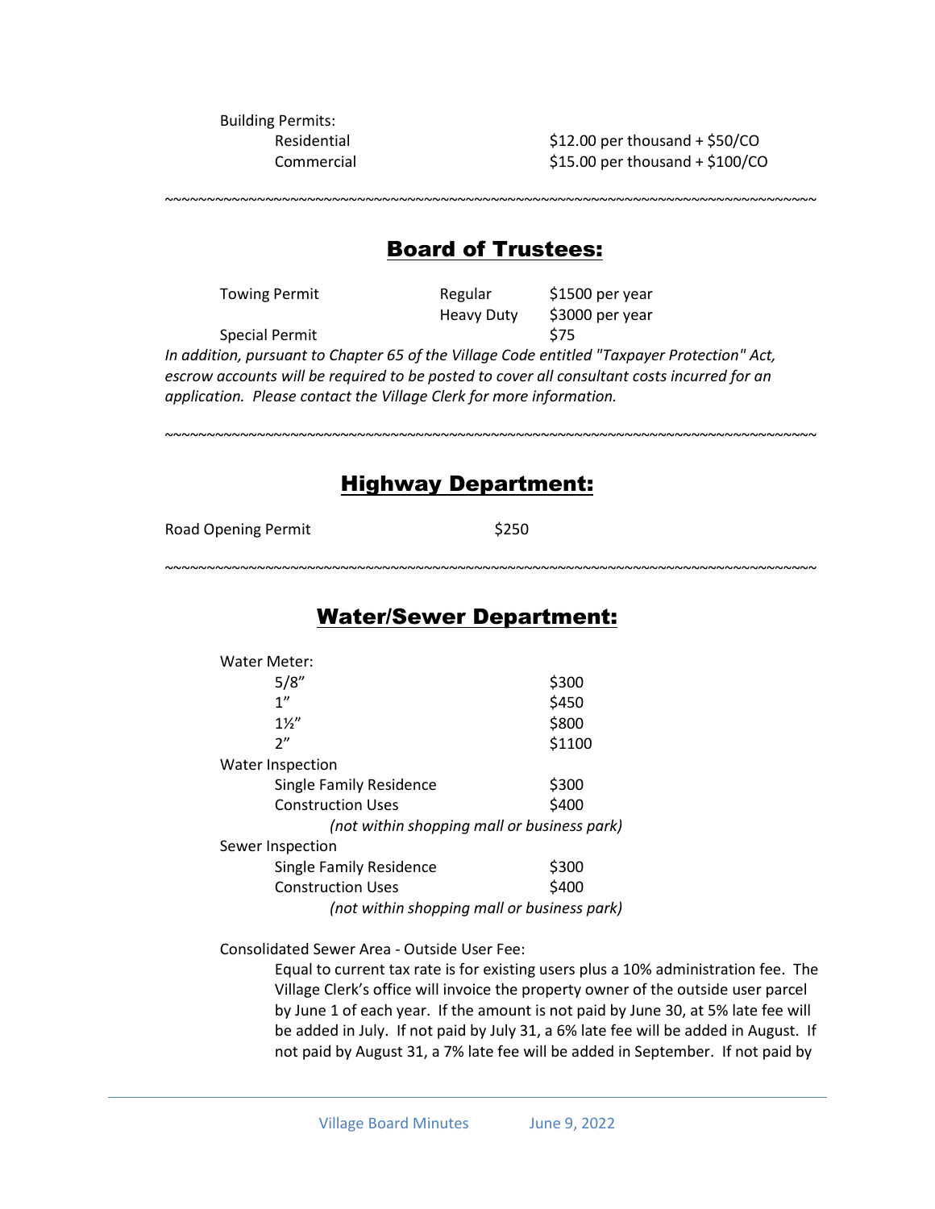Building Permits:

| | |
|---|---|
| Residential | \$12.00 per thousand + \$50/CO |
| Commercial | \$15.00 per thousand + \$100/CO |

~~~~~~~~~~~~~~~~~~~~~~~~~~~~~~~~~~~~~~~~~~~~~~~~~~~~~~~~~~~~~~~~~~~~~~~~~~~~~~~~~~~~~

## Board of Trustees:

| | | |
|---|---|---|
| Towing Permit | Regular | \$1500 per year |
| | Heavy Duty | \$3000 per year |
| Special Permit | | \$75 |

*In addition, pursuant to Chapter 65 of the Village Code entitled "Taxpayer Protection" Act, escrow accounts will be required to be posted to cover all consultant costs incurred for an application. Please contact the Village Clerk for more information.*

~~~~~~~~~~~~~~~~~~~~~~~~~~~~~~~~~~~~~~~~~~~~~~~~~~~~~~~~~~~~~~~~~~~~~~~~~~~~~~~~~~~~~

## Highway Department:

| | |
|---|---|
| Road Opening Permit | \$250 |

~~~~~~~~~~~~~~~~~~~~~~~~~~~~~~~~~~~~~~~~~~~~~~~~~~~~~~~~~~~~~~~~~~~~~~~~~~~~~~~~~~~~~

## Water/Sewer Department:

| | |
|---|---|
| **Water Meter:** | |
| 5/8" | \$300 |
| 1" | \$450 |
| 1½" | \$800 |
| 2" | \$1100 |
| **Water Inspection** | |
| Single Family Residence | \$300 |
| Construction Uses | \$400 |
| *(not within shopping mall or business park)* | |
| **Sewer Inspection** | |
| Single Family Residence | \$300 |
| Construction Uses | \$400 |
| *(not within shopping mall or business park)* | |

Consolidated Sewer Area - Outside User Fee:

Equal to current tax rate is for existing users plus a 10% administration fee. The Village Clerk's office will invoice the property owner of the outside user parcel by June 1 of each year. If the amount is not paid by June 30, at 5% late fee will be added in July. If not paid by July 31, a 6% late fee will be added in August. If not paid by August 31, a 7% late fee will be added in September. If not paid by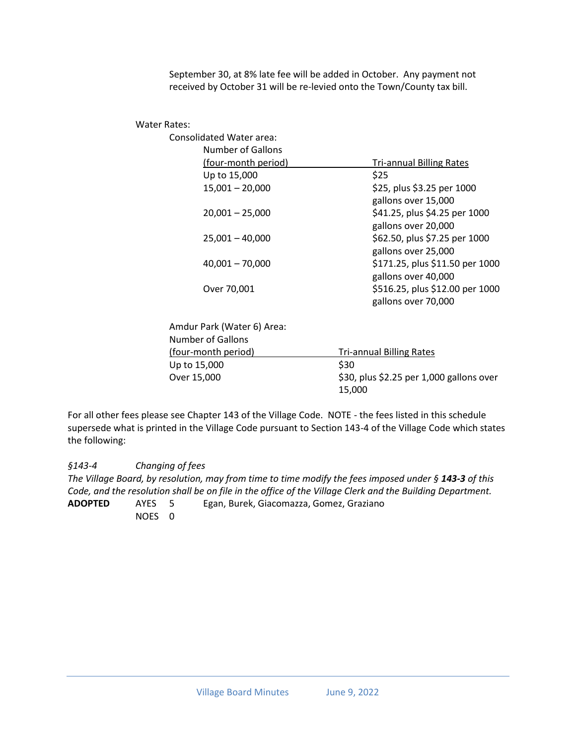September 30, at 8% late fee will be added in October. Any payment not received by October 31 will be re-levied onto the Town/County tax bill.

Water Rates:

Consolidated Water area:

| Number of Gallons (four-month period) | Tri-annual Billing Rates |
|---|---|
| Up to 15,000 | $25 |
| 15,001 – 20,000 | $25, plus $3.25 per 1000 gallons over 15,000 |
| 20,001 – 25,000 | $41.25, plus $4.25 per 1000 gallons over 20,000 |
| 25,001 – 40,000 | $62.50, plus $7.25 per 1000 gallons over 25,000 |
| 40,001 – 70,000 | $171.25, plus $11.50 per 1000 gallons over 40,000 |
| Over 70,001 | $516.25, plus $12.00 per 1000 gallons over 70,000 |

Amdur Park (Water 6) Area:

| Number of Gallons (four-month period) | Tri-annual Billing Rates |
|---|---|
| Up to 15,000 | $30 |
| Over 15,000 | $30, plus $2.25 per 1,000 gallons over 15,000 |

For all other fees please see Chapter 143 of the Village Code. NOTE - the fees listed in this schedule supersede what is printed in the Village Code pursuant to Section 143-4 of the Village Code which states the following:

*§143-4 Changing of fees*

*The Village Board, by resolution, may from time to time modify the fees imposed under § **143-3** of this Code, and the resolution shall be on file in the office of the Village Clerk and the Building Department.*

**ADOPTED** AYES 5 Egan, Burek, Giacomazza, Gomez, Graziano

NOES 0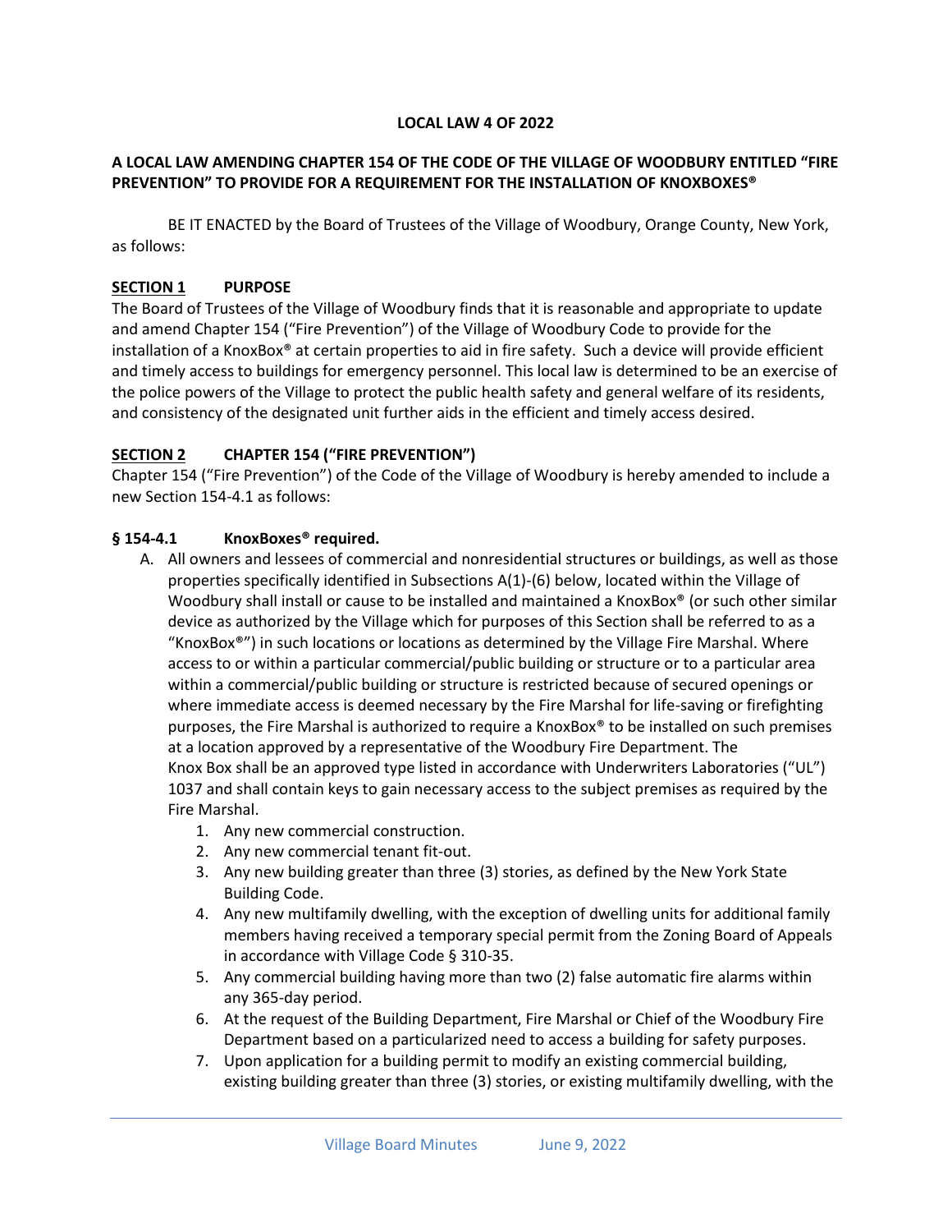**LOCAL LAW 4 OF 2022**

**A LOCAL LAW AMENDING CHAPTER 154 OF THE CODE OF THE VILLAGE OF WOODBURY ENTITLED "FIRE PREVENTION" TO PROVIDE FOR A REQUIREMENT FOR THE INSTALLATION OF KNOXBOXES®**

BE IT ENACTED by the Board of Trustees of the Village of Woodbury, Orange County, New York, as follows:

**SECTION 1 PURPOSE**

The Board of Trustees of the Village of Woodbury finds that it is reasonable and appropriate to update and amend Chapter 154 ("Fire Prevention") of the Village of Woodbury Code to provide for the installation of a KnoxBox® at certain properties to aid in fire safety. Such a device will provide efficient and timely access to buildings for emergency personnel. This local law is determined to be an exercise of the police powers of the Village to protect the public health safety and general welfare of its residents, and consistency of the designated unit further aids in the efficient and timely access desired.

**SECTION 2 CHAPTER 154 ("FIRE PREVENTION")**

Chapter 154 ("Fire Prevention") of the Code of the Village of Woodbury is hereby amended to include a new Section 154-4.1 as follows:

**§ 154-4.1 KnoxBoxes® required.**

A. All owners and lessees of commercial and nonresidential structures or buildings, as well as those properties specifically identified in Subsections A(1)-(6) below, located within the Village of Woodbury shall install or cause to be installed and maintained a KnoxBox® (or such other similar device as authorized by the Village which for purposes of this Section shall be referred to as a "KnoxBox®") in such locations or locations as determined by the Village Fire Marshal. Where access to or within a particular commercial/public building or structure or to a particular area within a commercial/public building or structure is restricted because of secured openings or where immediate access is deemed necessary by the Fire Marshal for life-saving or firefighting purposes, the Fire Marshal is authorized to require a KnoxBox® to be installed on such premises at a location approved by a representative of the Woodbury Fire Department. The Knox Box shall be an approved type listed in accordance with Underwriters Laboratories ("UL") 1037 and shall contain keys to gain necessary access to the subject premises as required by the Fire Marshal.

1. Any new commercial construction.
2. Any new commercial tenant fit-out.
3. Any new building greater than three (3) stories, as defined by the New York State Building Code.
4. Any new multifamily dwelling, with the exception of dwelling units for additional family members having received a temporary special permit from the Zoning Board of Appeals in accordance with Village Code § 310-35.
5. Any commercial building having more than two (2) false automatic fire alarms within any 365-day period.
6. At the request of the Building Department, Fire Marshal or Chief of the Woodbury Fire Department based on a particularized need to access a building for safety purposes.
7. Upon application for a building permit to modify an existing commercial building, existing building greater than three (3) stories, or existing multifamily dwelling, with the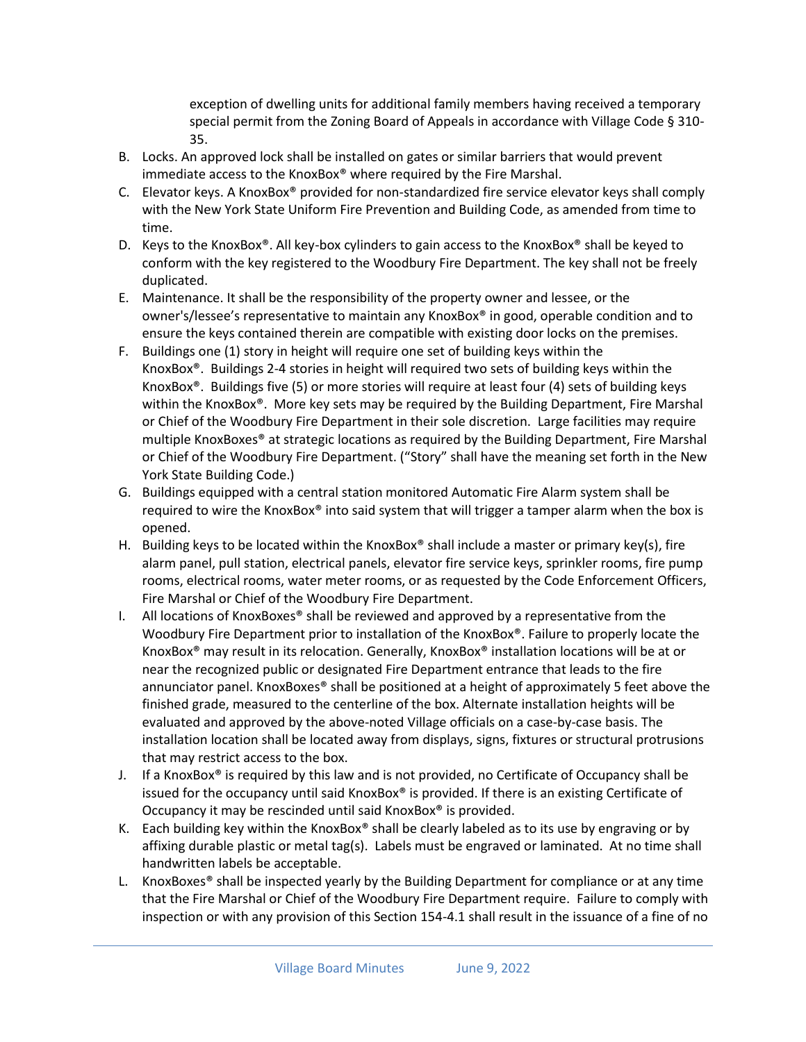exception of dwelling units for additional family members having received a temporary special permit from the Zoning Board of Appeals in accordance with Village Code § 310-35.

B. Locks. An approved lock shall be installed on gates or similar barriers that would prevent immediate access to the KnoxBox® where required by the Fire Marshal.
C. Elevator keys. A KnoxBox® provided for non-standardized fire service elevator keys shall comply with the New York State Uniform Fire Prevention and Building Code, as amended from time to time.
D. Keys to the KnoxBox®. All key-box cylinders to gain access to the KnoxBox® shall be keyed to conform with the key registered to the Woodbury Fire Department. The key shall not be freely duplicated.
E. Maintenance. It shall be the responsibility of the property owner and lessee, or the owner's/lessee's representative to maintain any KnoxBox® in good, operable condition and to ensure the keys contained therein are compatible with existing door locks on the premises.
F. Buildings one (1) story in height will require one set of building keys within the KnoxBox®. Buildings 2-4 stories in height will required two sets of building keys within the KnoxBox®. Buildings five (5) or more stories will require at least four (4) sets of building keys within the KnoxBox®. More key sets may be required by the Building Department, Fire Marshal or Chief of the Woodbury Fire Department in their sole discretion. Large facilities may require multiple KnoxBoxes® at strategic locations as required by the Building Department, Fire Marshal or Chief of the Woodbury Fire Department. ("Story" shall have the meaning set forth in the New York State Building Code.)
G. Buildings equipped with a central station monitored Automatic Fire Alarm system shall be required to wire the KnoxBox® into said system that will trigger a tamper alarm when the box is opened.
H. Building keys to be located within the KnoxBox® shall include a master or primary key(s), fire alarm panel, pull station, electrical panels, elevator fire service keys, sprinkler rooms, fire pump rooms, electrical rooms, water meter rooms, or as requested by the Code Enforcement Officers, Fire Marshal or Chief of the Woodbury Fire Department.
I. All locations of KnoxBoxes® shall be reviewed and approved by a representative from the Woodbury Fire Department prior to installation of the KnoxBox®. Failure to properly locate the KnoxBox® may result in its relocation. Generally, KnoxBox® installation locations will be at or near the recognized public or designated Fire Department entrance that leads to the fire annunciator panel. KnoxBoxes® shall be positioned at a height of approximately 5 feet above the finished grade, measured to the centerline of the box. Alternate installation heights will be evaluated and approved by the above-noted Village officials on a case-by-case basis. The installation location shall be located away from displays, signs, fixtures or structural protrusions that may restrict access to the box.
J. If a KnoxBox® is required by this law and is not provided, no Certificate of Occupancy shall be issued for the occupancy until said KnoxBox® is provided. If there is an existing Certificate of Occupancy it may be rescinded until said KnoxBox® is provided.
K. Each building key within the KnoxBox® shall be clearly labeled as to its use by engraving or by affixing durable plastic or metal tag(s). Labels must be engraved or laminated. At no time shall handwritten labels be acceptable.
L. KnoxBoxes® shall be inspected yearly by the Building Department for compliance or at any time that the Fire Marshal or Chief of the Woodbury Fire Department require. Failure to comply with inspection or with any provision of this Section 154-4.1 shall result in the issuance of a fine of no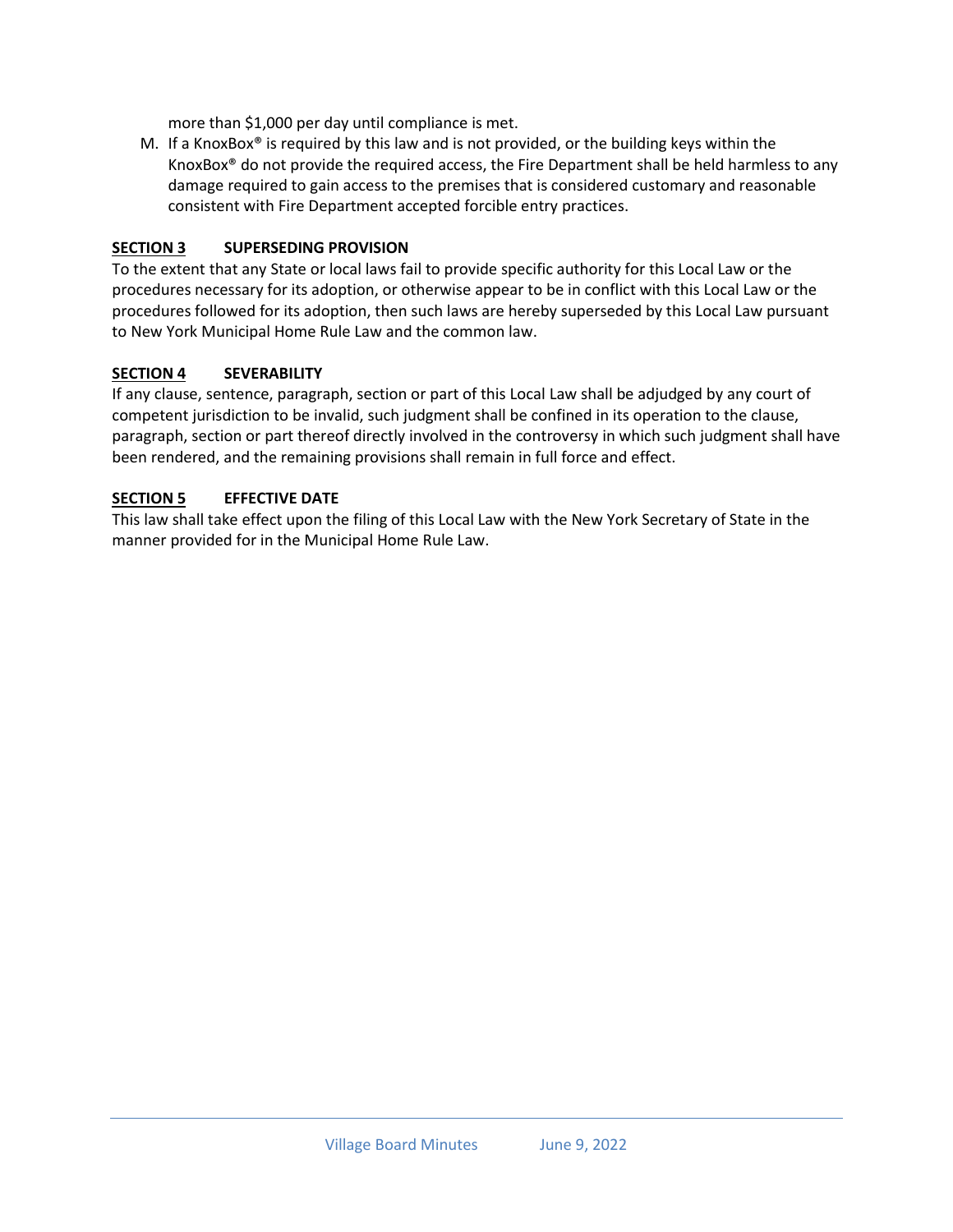more than $1,000 per day until compliance is met.

M. If a KnoxBox® is required by this law and is not provided, or the building keys within the KnoxBox® do not provide the required access, the Fire Department shall be held harmless to any damage required to gain access to the premises that is considered customary and reasonable consistent with Fire Department accepted forcible entry practices.

**SECTION 3 SUPERSEDING PROVISION**

To the extent that any State or local laws fail to provide specific authority for this Local Law or the procedures necessary for its adoption, or otherwise appear to be in conflict with this Local Law or the procedures followed for its adoption, then such laws are hereby superseded by this Local Law pursuant to New York Municipal Home Rule Law and the common law.

**SECTION 4 SEVERABILITY**

If any clause, sentence, paragraph, section or part of this Local Law shall be adjudged by any court of competent jurisdiction to be invalid, such judgment shall be confined in its operation to the clause, paragraph, section or part thereof directly involved in the controversy in which such judgment shall have been rendered, and the remaining provisions shall remain in full force and effect.

**SECTION 5 EFFECTIVE DATE**

This law shall take effect upon the filing of this Local Law with the New York Secretary of State in the manner provided for in the Municipal Home Rule Law.